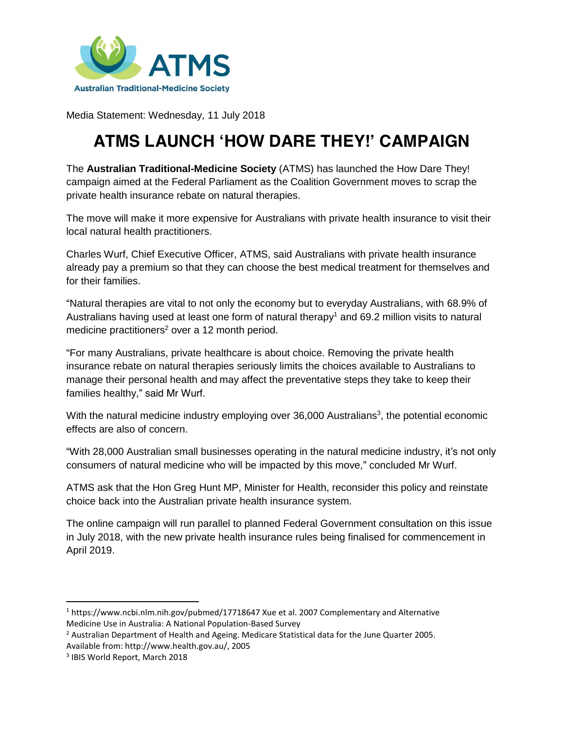ATMS

Australian Traditional-Medicine Society

Media Statement: Wednesday, 11 July 2018

# ATMS LAUNCH 'HOW DARE THEY!' CAMPAIGN

The **Australian Traditional-Medicine Society** (ATMS) has launched the How Dare They! campaign aimed at the Federal Parliament as the Coalition Government moves to scrap the private health insurance rebate on natural therapies.

The move will make it more expensive for Australians with private health insurance to visit their local natural health practitioners.

Charles Wurf, Chief Executive Officer, ATMS, said Australians with private health insurance already pay a premium so that they can choose the best medical treatment for themselves and for their families.

"Natural therapies are vital to not only the economy but to everyday Australians, with 68.9% of Australians having used at least one form of natural therapy[1] and 69.2 million visits to natural medicine practitioners[2] over a 12 month period.

"For many Australians, private healthcare is about choice. Removing the private health insurance rebate on natural therapies seriously limits the choices available to Australians to manage their personal health and may affect the preventative steps they take to keep their families healthy," said Mr Wurf.

With the natural medicine industry employing over 36,000 Australians[3], the potential economic effects are also of concern.

"With 28,000 Australian small businesses operating in the natural medicine industry, it's not only consumers of natural medicine who will be impacted by this move," concluded Mr Wurf.

ATMS ask that the Hon Greg Hunt MP, Minister for Health, reconsider this policy and reinstate choice back into the Australian private health insurance system.

The online campaign will run parallel to planned Federal Government consultation on this issue in July 2018, with the new private health insurance rules being finalised for commencement in April 2019.

---

[1] https://www.ncbi.nlm.nih.gov/pubmed/17718647 Xue et al. 2007 Complementary and Alternative Medicine Use in Australia: A National Population-Based Survey

[2] Australian Department of Health and Ageing. Medicare Statistical data for the June Quarter 2005. Available from: http://www.health.gov.au/, 2005

[3] IBIS World Report, March 2018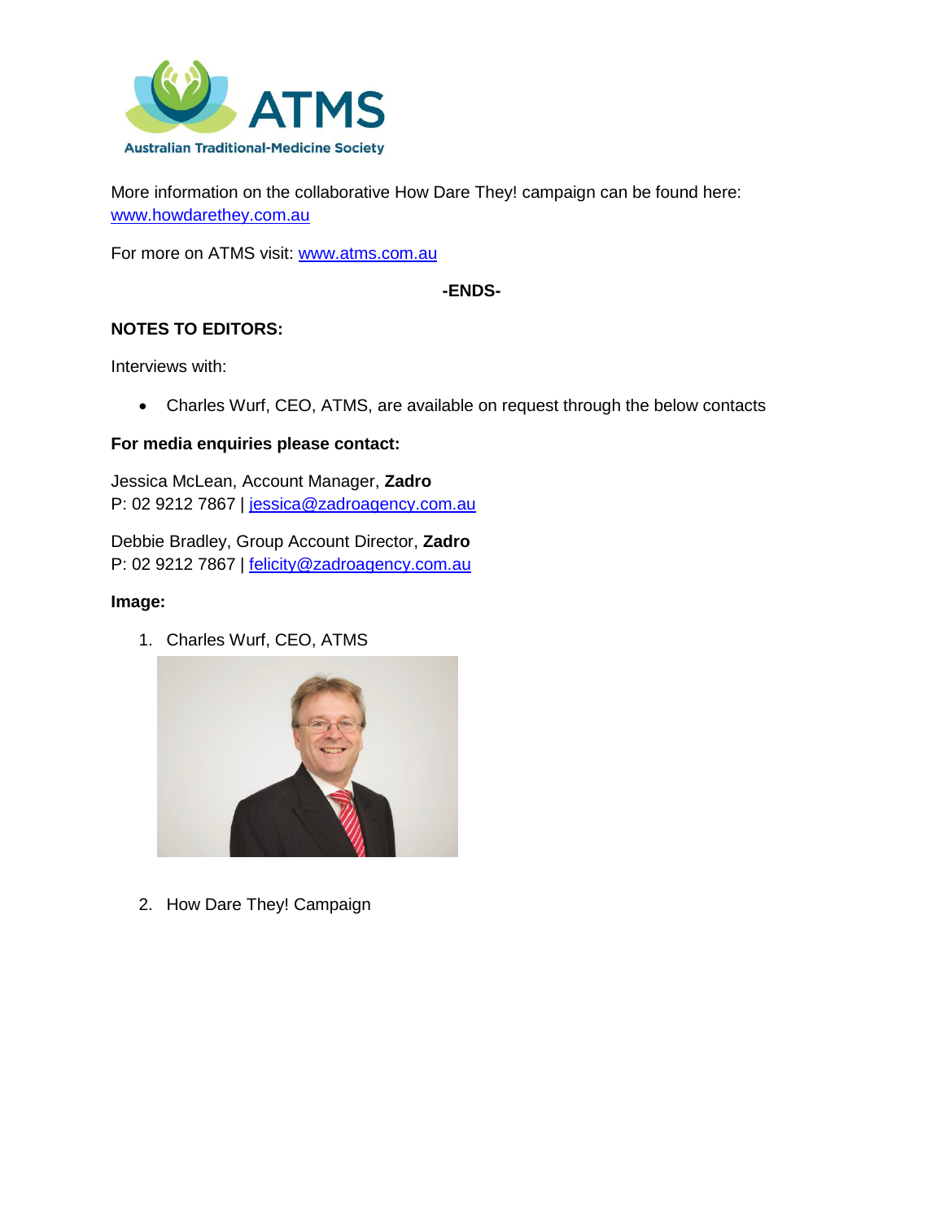More information on the collaborative How Dare They! campaign can be found here: [www.howdarethey.com.au](http://www.howdarethey.com.au)

For more on ATMS visit: [www.atms.com.au](http://www.atms.com.au)

**-ENDS-**

**NOTES TO EDITORS:**

Interviews with:

- Charles Wurf, CEO, ATMS, are available on request through the below contacts

**For media enquiries please contact:**

Jessica McLean, Account Manager, **Zadro**
P: 02 9212 7867 | [jessica@zadroagency.com.au](mailto:jessica@zadroagency.com.au)

Debbie Bradley, Group Account Director, **Zadro**
P: 02 9212 7867 | [felicity@zadroagency.com.au](mailto:felicity@zadroagency.com.au)

**Image:**

1. Charles Wurf, CEO, ATMS

2. How Dare They! Campaign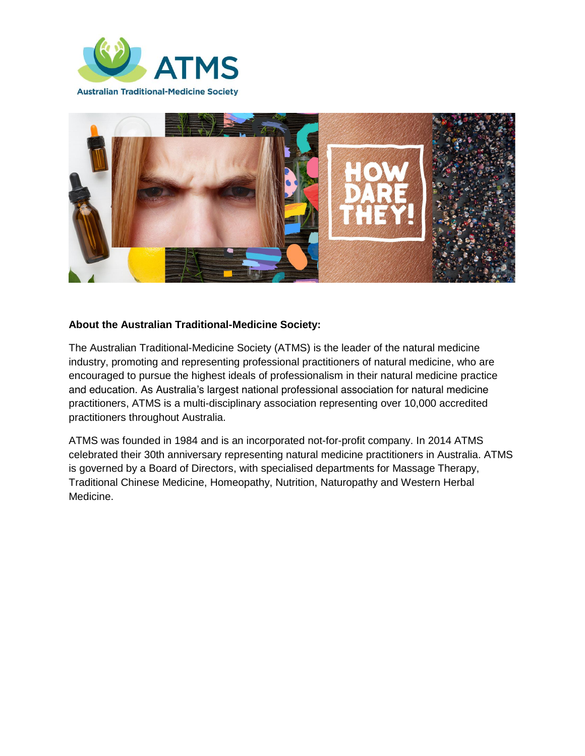**About the Australian Traditional-Medicine Society:**

The Australian Traditional-Medicine Society (ATMS) is the leader of the natural medicine industry, promoting and representing professional practitioners of natural medicine, who are encouraged to pursue the highest ideals of professionalism in their natural medicine practice and education. As Australia's largest national professional association for natural medicine practitioners, ATMS is a multi-disciplinary association representing over 10,000 accredited practitioners throughout Australia.

ATMS was founded in 1984 and is an incorporated not-for-profit company. In 2014 ATMS celebrated their 30th anniversary representing natural medicine practitioners in Australia. ATMS is governed by a Board of Directors, with specialised departments for Massage Therapy, Traditional Chinese Medicine, Homeopathy, Nutrition, Naturopathy and Western Herbal Medicine.